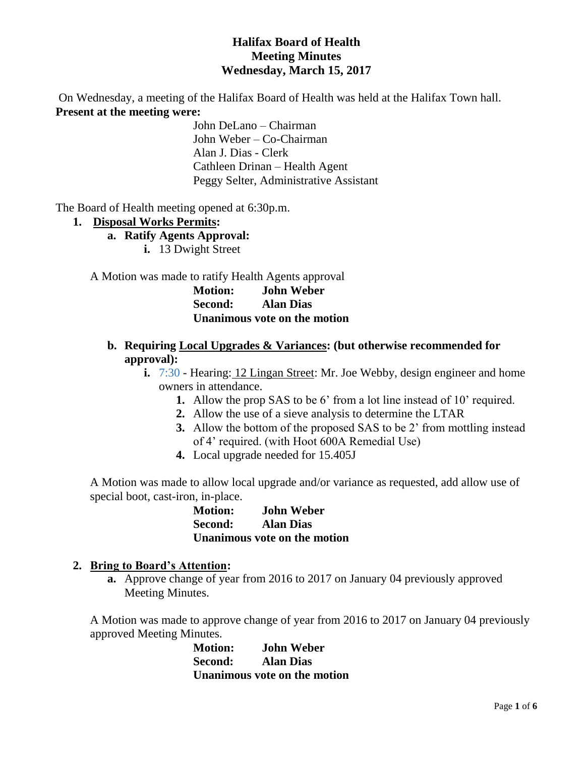# Halifax Board of Health
## Meeting Minutes
## Wednesday, March 15, 2017

On Wednesday, a meeting of the Halifax Board of Health was held at the Halifax Town hall.

**Present at the meeting were:**

John DeLano – Chairman
John Weber – Co-Chairman
Alan J. Dias - Clerk
Cathleen Drinan – Health Agent
Peggy Selter, Administrative Assistant

The Board of Health meeting opened at 6:30p.m.

1. **Disposal Works Permits:**
   a. **Ratify Agents Approval:**
      i. 13 Dwight Street

A Motion was made to ratify Health Agents approval

**Motion: John Weber**
**Second: Alan Dias**
**Unanimous vote on the motion**

   b. **Requiring Local Upgrades & Variances: (but otherwise recommended for approval):**
      i. 7:30 - Hearing: 12 Lingan Street: Mr. Joe Webby, design engineer and home owners in attendance.
         1. Allow the prop SAS to be 6' from a lot line instead of 10' required.
         2. Allow the use of a sieve analysis to determine the LTAR
         3. Allow the bottom of the proposed SAS to be 2' from mottling instead of 4' required. (with Hoot 600A Remedial Use)
         4. Local upgrade needed for 15.405J

A Motion was made to allow local upgrade and/or variance as requested, add allow use of special boot, cast-iron, in-place.

**Motion: John Weber**
**Second: Alan Dias**
**Unanimous vote on the motion**

2. **Bring to Board's Attention:**
   a. Approve change of year from 2016 to 2017 on January 04 previously approved Meeting Minutes.

A Motion was made to approve change of year from 2016 to 2017 on January 04 previously approved Meeting Minutes.

**Motion: John Weber**
**Second: Alan Dias**
**Unanimous vote on the motion**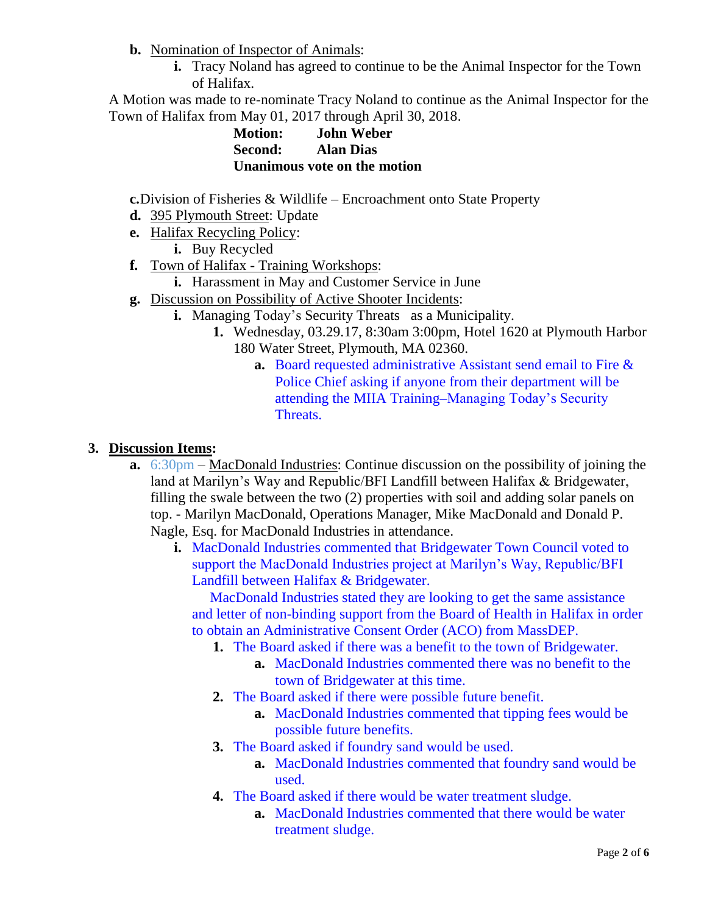- **b.** Nomination of Inspector of Animals:
  - **i.** Tracy Noland has agreed to continue to be the Animal Inspector for the Town of Halifax.

A Motion was made to re-nominate Tracy Noland to continue as the Animal Inspector for the Town of Halifax from May 01, 2017 through April 30, 2018.

**Motion: John Weber**
**Second: Alan Dias**
**Unanimous vote on the motion**

- **c.** Division of Fisheries & Wildlife – Encroachment onto State Property
- **d.** 395 Plymouth Street: Update
- **e.** Halifax Recycling Policy:
  - **i.** Buy Recycled
- **f.** Town of Halifax - Training Workshops:
  - **i.** Harassment in May and Customer Service in June
- **g.** Discussion on Possibility of Active Shooter Incidents:
  - **i.** Managing Today's Security Threats as a Municipality.
    1. Wednesday, 03.29.17, 8:30am 3:00pm, Hotel 1620 at Plymouth Harbor 180 Water Street, Plymouth, MA 02360.
       - **a.** Board requested administrative Assistant send email to Fire & Police Chief asking if anyone from their department will be attending the MIIA Training–Managing Today's Security Threats.

## 3. Discussion Items:

- **a.** 6:30pm – MacDonald Industries: Continue discussion on the possibility of joining the land at Marilyn's Way and Republic/BFI Landfill between Halifax & Bridgewater, filling the swale between the two (2) properties with soil and adding solar panels on top. - Marilyn MacDonald, Operations Manager, Mike MacDonald and Donald P. Nagle, Esq. for MacDonald Industries in attendance.
  - **i.** MacDonald Industries commented that Bridgewater Town Council voted to support the MacDonald Industries project at Marilyn's Way, Republic/BFI Landfill between Halifax & Bridgewater.

    MacDonald Industries stated they are looking to get the same assistance and letter of non-binding support from the Board of Health in Halifax in order to obtain an Administrative Consent Order (ACO) from MassDEP.
    1. The Board asked if there was a benefit to the town of Bridgewater.
       - **a.** MacDonald Industries commented there was no benefit to the town of Bridgewater at this time.
    2. The Board asked if there were possible future benefit.
       - **a.** MacDonald Industries commented that tipping fees would be possible future benefits.
    3. The Board asked if foundry sand would be used.
       - **a.** MacDonald Industries commented that foundry sand would be used.
    4. The Board asked if there would be water treatment sludge.
       - **a.** MacDonald Industries commented that there would be water treatment sludge.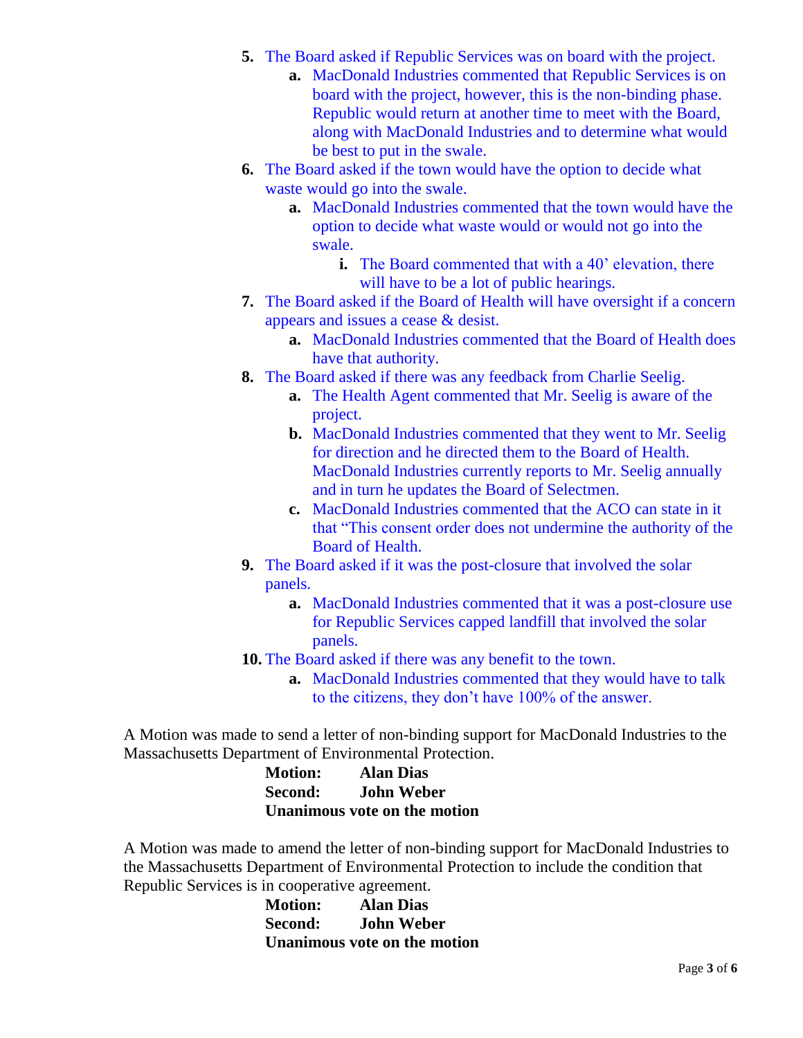5. The Board asked if Republic Services was on board with the project.
    a. MacDonald Industries commented that Republic Services is on board with the project, however, this is the non-binding phase. Republic would return at another time to meet with the Board, along with MacDonald Industries and to determine what would be best to put in the swale.
6. The Board asked if the town would have the option to decide what waste would go into the swale.
    a. MacDonald Industries commented that the town would have the option to decide what waste would or would not go into the swale.
        i. The Board commented that with a 40' elevation, there will have to be a lot of public hearings.
7. The Board asked if the Board of Health will have oversight if a concern appears and issues a cease & desist.
    a. MacDonald Industries commented that the Board of Health does have that authority.
8. The Board asked if there was any feedback from Charlie Seelig.
    a. The Health Agent commented that Mr. Seelig is aware of the project.
    b. MacDonald Industries commented that they went to Mr. Seelig for direction and he directed them to the Board of Health. MacDonald Industries currently reports to Mr. Seelig annually and in turn he updates the Board of Selectmen.
    c. MacDonald Industries commented that the ACO can state in it that "This consent order does not undermine the authority of the Board of Health.
9. The Board asked if it was the post-closure that involved the solar panels.
    a. MacDonald Industries commented that it was a post-closure use for Republic Services capped landfill that involved the solar panels.
10. The Board asked if there was any benefit to the town.
    a. MacDonald Industries commented that they would have to talk to the citizens, they don't have 100% of the answer.

A Motion was made to send a letter of non-binding support for MacDonald Industries to the Massachusetts Department of Environmental Protection.

**Motion:** **Alan Dias**
**Second:** **John Weber**
**Unanimous vote on the motion**

A Motion was made to amend the letter of non-binding support for MacDonald Industries to the Massachusetts Department of Environmental Protection to include the condition that Republic Services is in cooperative agreement.

**Motion:** **Alan Dias**
**Second:** **John Weber**
**Unanimous vote on the motion**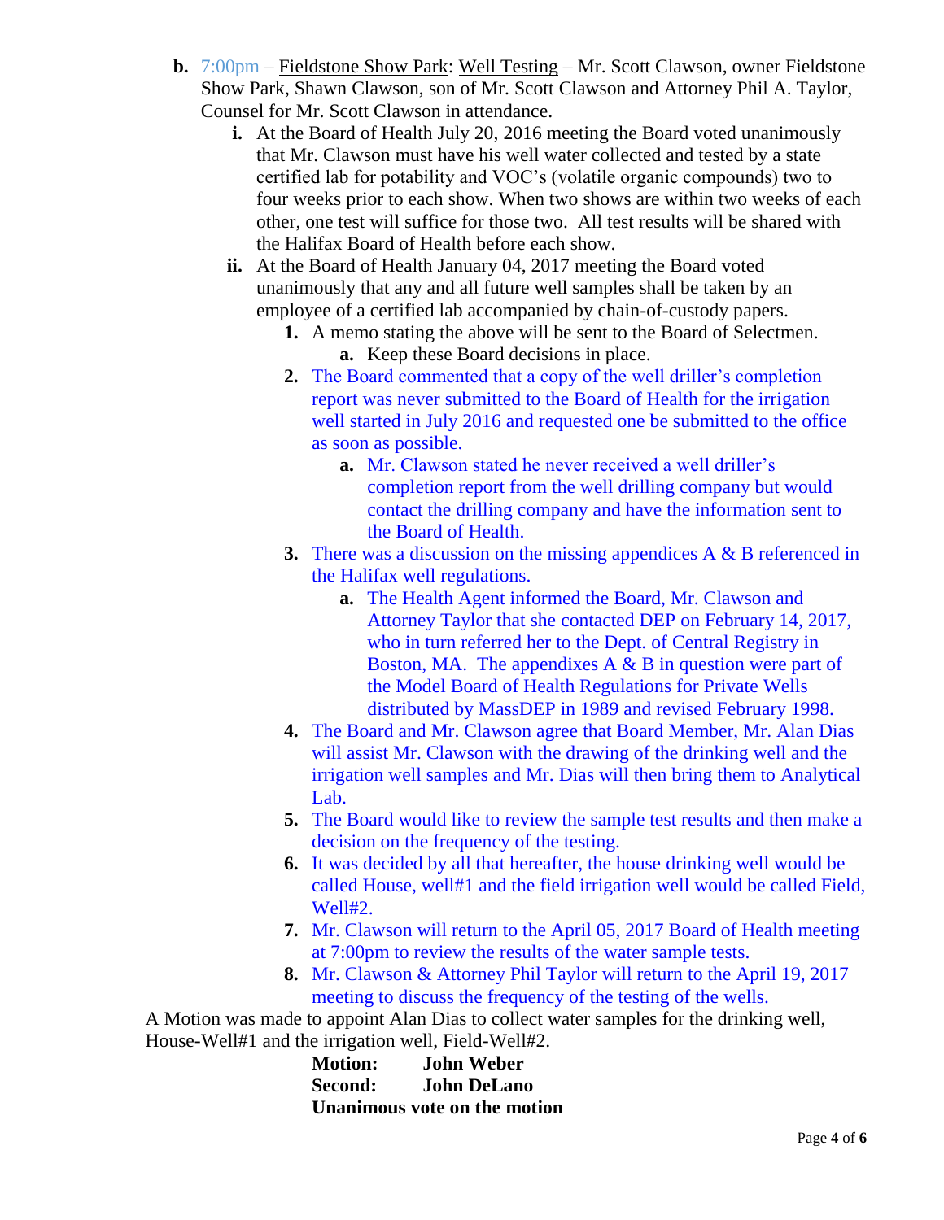**b.** 7:00pm – Fieldstone Show Park: Well Testing – Mr. Scott Clawson, owner Fieldstone Show Park, Shawn Clawson, son of Mr. Scott Clawson and Attorney Phil A. Taylor, Counsel for Mr. Scott Clawson in attendance.

- **i.** At the Board of Health July 20, 2016 meeting the Board voted unanimously that Mr. Clawson must have his well water collected and tested by a state certified lab for potability and VOC's (volatile organic compounds) two to four weeks prior to each show. When two shows are within two weeks of each other, one test will suffice for those two. All test results will be shared with the Halifax Board of Health before each show.
- **ii.** At the Board of Health January 04, 2017 meeting the Board voted unanimously that any and all future well samples shall be taken by an employee of a certified lab accompanied by chain-of-custody papers.
  1. A memo stating the above will be sent to the Board of Selectmen.
     - **a.** Keep these Board decisions in place.
  2. The Board commented that a copy of the well driller's completion report was never submitted to the Board of Health for the irrigation well started in July 2016 and requested one be submitted to the office as soon as possible.
     - **a.** Mr. Clawson stated he never received a well driller's completion report from the well drilling company but would contact the drilling company and have the information sent to the Board of Health.
  3. There was a discussion on the missing appendices A & B referenced in the Halifax well regulations.
     - **a.** The Health Agent informed the Board, Mr. Clawson and Attorney Taylor that she contacted DEP on February 14, 2017, who in turn referred her to the Dept. of Central Registry in Boston, MA. The appendixes A & B in question were part of the Model Board of Health Regulations for Private Wells distributed by MassDEP in 1989 and revised February 1998.
  4. The Board and Mr. Clawson agree that Board Member, Mr. Alan Dias will assist Mr. Clawson with the drawing of the drinking well and the irrigation well samples and Mr. Dias will then bring them to Analytical Lab.
  5. The Board would like to review the sample test results and then make a decision on the frequency of the testing.
  6. It was decided by all that hereafter, the house drinking well would be called House, well#1 and the field irrigation well would be called Field, Well#2.
  7. Mr. Clawson will return to the April 05, 2017 Board of Health meeting at 7:00pm to review the results of the water sample tests.
  8. Mr. Clawson & Attorney Phil Taylor will return to the April 19, 2017 meeting to discuss the frequency of the testing of the wells.

A Motion was made to appoint Alan Dias to collect water samples for the drinking well, House-Well#1 and the irrigation well, Field-Well#2.

**Motion:** **John Weber**
**Second:** **John DeLano**
**Unanimous vote on the motion**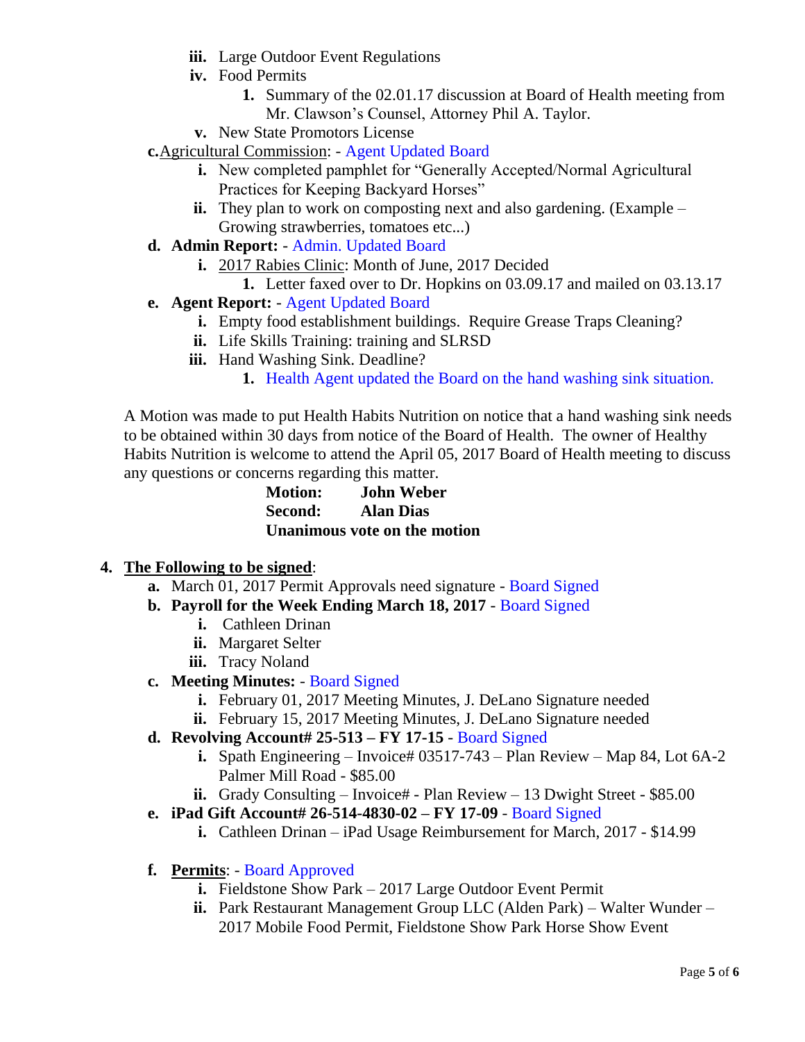- iii. Large Outdoor Event Regulations
- iv. Food Permits
  1. Summary of the 02.01.17 discussion at Board of Health meeting from Mr. Clawson's Counsel, Attorney Phil A. Taylor.
- v. New State Promotors License

c. Agricultural Commission: - Agent Updated Board

- i. New completed pamphlet for "Generally Accepted/Normal Agricultural Practices for Keeping Backyard Horses"
- ii. They plan to work on composting next and also gardening. (Example – Growing strawberries, tomatoes etc...)

d. **Admin Report:** - Admin. Updated Board

- i. 2017 Rabies Clinic: Month of June, 2017 Decided
  1. Letter faxed over to Dr. Hopkins on 03.09.17 and mailed on 03.13.17

e. **Agent Report:** - Agent Updated Board

- i. Empty food establishment buildings. Require Grease Traps Cleaning?
- ii. Life Skills Training: training and SLRSD
- iii. Hand Washing Sink. Deadline?
  1. Health Agent updated the Board on the hand washing sink situation.

A Motion was made to put Health Habits Nutrition on notice that a hand washing sink needs to be obtained within 30 days from notice of the Board of Health. The owner of Healthy Habits Nutrition is welcome to attend the April 05, 2017 Board of Health meeting to discuss any questions or concerns regarding this matter.

**Motion: John Weber**
**Second: Alan Dias**
**Unanimous vote on the motion**

4. **The Following to be signed**:

a. March 01, 2017 Permit Approvals need signature - Board Signed

b. **Payroll for the Week Ending March 18, 2017** - Board Signed

- i. Cathleen Drinan
- ii. Margaret Selter
- iii. Tracy Noland

c. **Meeting Minutes:** - Board Signed

- i. February 01, 2017 Meeting Minutes, J. DeLano Signature needed
- ii. February 15, 2017 Meeting Minutes, J. DeLano Signature needed

d. **Revolving Account# 25-513 – FY 17-15** - Board Signed

- i. Spath Engineering – Invoice# 03517-743 – Plan Review – Map 84, Lot 6A-2 Palmer Mill Road - $85.00
- ii. Grady Consulting – Invoice# - Plan Review – 13 Dwight Street - $85.00

e. **iPad Gift Account# 26-514-4830-02 – FY 17-09** - Board Signed

- i. Cathleen Drinan – iPad Usage Reimbursement for March, 2017 - $14.99

f. **Permits**: - Board Approved

- i. Fieldstone Show Park – 2017 Large Outdoor Event Permit
- ii. Park Restaurant Management Group LLC (Alden Park) – Walter Wunder – 2017 Mobile Food Permit, Fieldstone Show Park Horse Show Event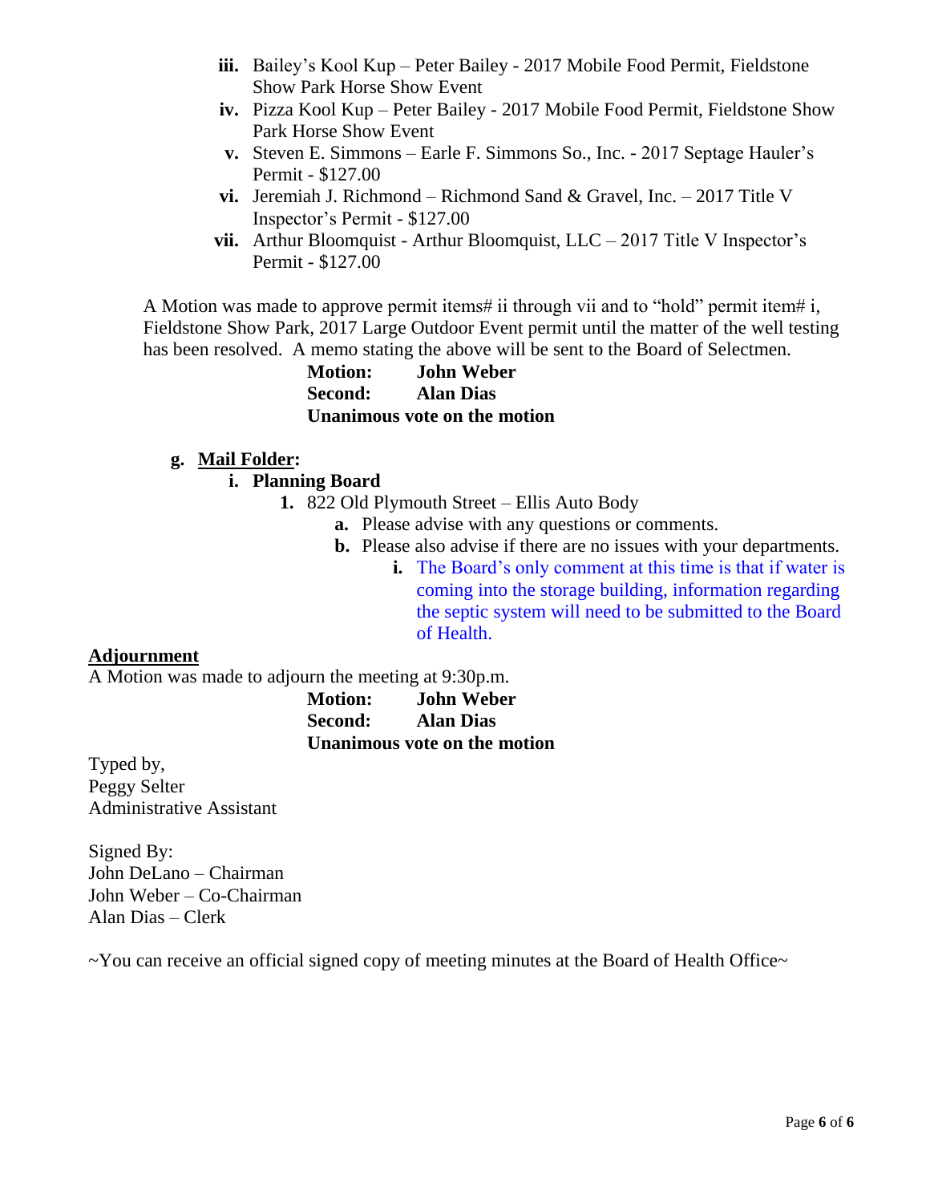iii. Bailey's Kool Kup – Peter Bailey - 2017 Mobile Food Permit, Fieldstone Show Park Horse Show Event
iv. Pizza Kool Kup – Peter Bailey - 2017 Mobile Food Permit, Fieldstone Show Park Horse Show Event
v. Steven E. Simmons – Earle F. Simmons So., Inc. - 2017 Septage Hauler's Permit - $127.00
vi. Jeremiah J. Richmond – Richmond Sand & Gravel, Inc. – 2017 Title V Inspector's Permit - $127.00
vii. Arthur Bloomquist - Arthur Bloomquist, LLC – 2017 Title V Inspector's Permit - $127.00

A Motion was made to approve permit items# ii through vii and to "hold" permit item# i, Fieldstone Show Park, 2017 Large Outdoor Event permit until the matter of the well testing has been resolved. A memo stating the above will be sent to the Board of Selectmen.

**Motion: John Weber**
**Second: Alan Dias**
**Unanimous vote on the motion**

**g. Mail Folder:**

**i. Planning Board**

**1.** 822 Old Plymouth Street – Ellis Auto Body

**a.** Please advise with any questions or comments.
**b.** Please also advise if there are no issues with your departments.

**i.** The Board's only comment at this time is that if water is coming into the storage building, information regarding the septic system will need to be submitted to the Board of Health.

## Adjournment

A Motion was made to adjourn the meeting at 9:30p.m.

**Motion: John Weber**
**Second: Alan Dias**
**Unanimous vote on the motion**

Typed by,
Peggy Selter
Administrative Assistant

Signed By:
John DeLano – Chairman
John Weber – Co-Chairman
Alan Dias – Clerk

~You can receive an official signed copy of meeting minutes at the Board of Health Office~